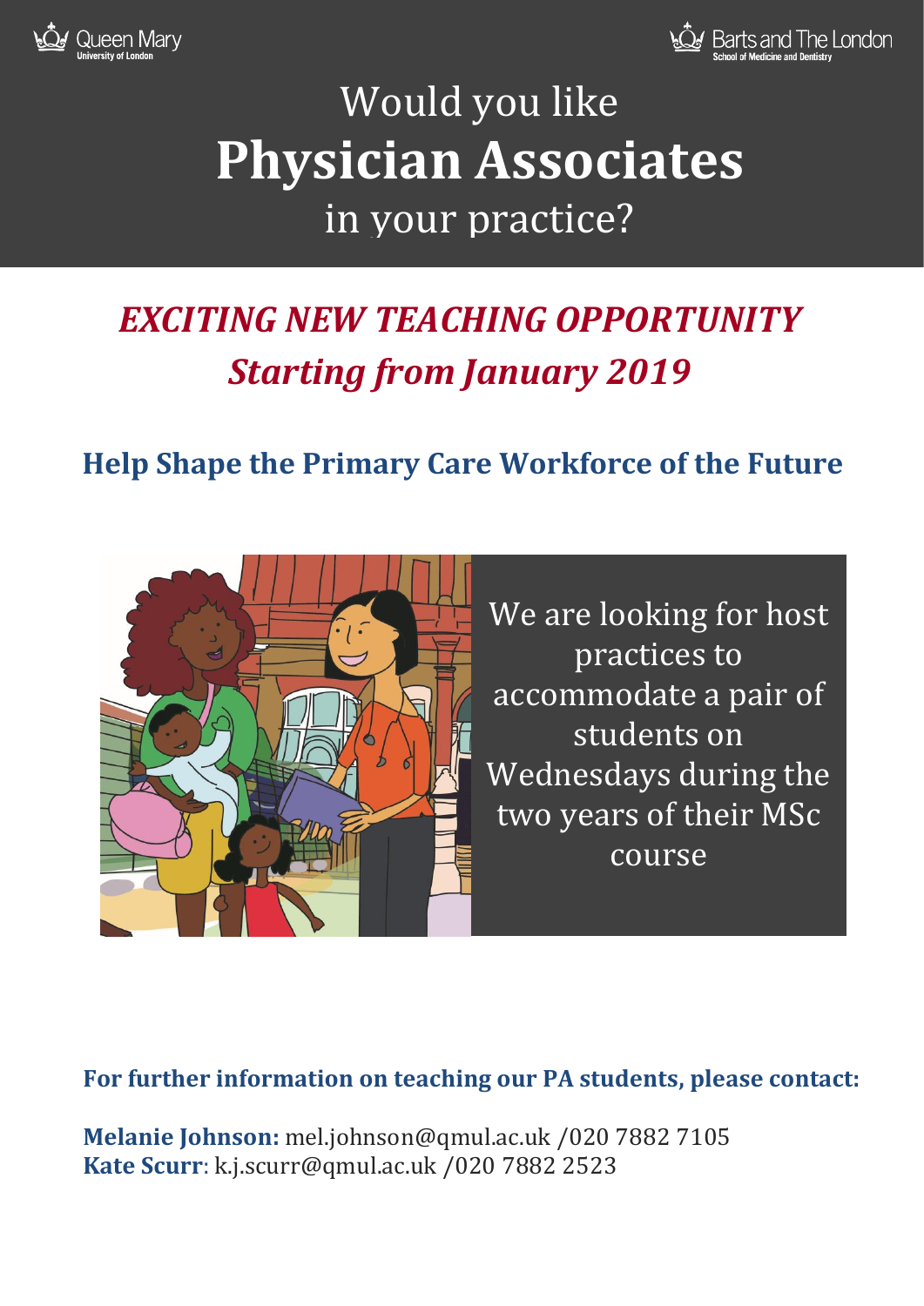Queen Mary University of London

Barts and The London School of Medicine and Dentistry

# Would you like **Physician Associates** in your practice?

## *EXCITING NEW TEACHING OPPORTUNITY*
## *Starting from January 2019*

### Help Shape the Primary Care Workforce of the Future

We are looking for host practices to accommodate a pair of students on Wednesdays during the two years of their MSc course

**For further information on teaching our PA students, please contact:**

**Melanie Johnson:** mel.johnson@qmul.ac.uk /020 7882 7105
**Kate Scurr**: k.j.scurr@qmul.ac.uk /020 7882 2523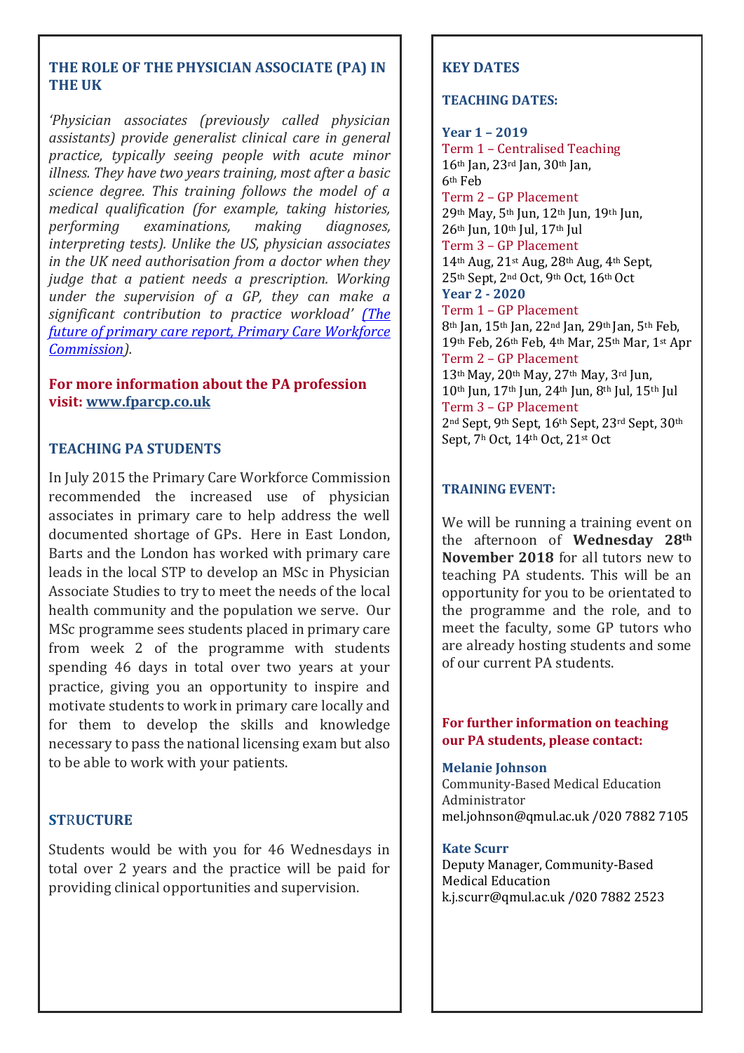## THE ROLE OF THE PHYSICIAN ASSOCIATE (PA) IN THE UK

*'Physician associates (previously called physician assistants) provide generalist clinical care in general practice, typically seeing people with acute minor illness. They have two years training, most after a basic science degree. This training follows the model of a medical qualification (for example, taking histories, performing examinations, making diagnoses, interpreting tests). Unlike the US, physician associates in the UK need authorisation from a doctor when they judge that a patient needs a prescription. Working under the supervision of a GP, they can make a significant contribution to practice workload' (The future of primary care report, Primary Care Workforce Commission).*

**For more information about the PA profession visit: www.fparcp.co.uk**

## TEACHING PA STUDENTS

In July 2015 the Primary Care Workforce Commission recommended the increased use of physician associates in primary care to help address the well documented shortage of GPs. Here in East London, Barts and the London has worked with primary care leads in the local STP to develop an MSc in Physician Associate Studies to try to meet the needs of the local health community and the population we serve. Our MSc programme sees students placed in primary care from week 2 of the programme with students spending 46 days in total over two years at your practice, giving you an opportunity to inspire and motivate students to work in primary care locally and for them to develop the skills and knowledge necessary to pass the national licensing exam but also to be able to work with your patients.

## STRUCTURE

Students would be with you for 46 Wednesdays in total over 2 years and the practice will be paid for providing clinical opportunities and supervision.

## KEY DATES

### TEACHING DATES:

**Year 1 – 2019**

Term 1 – Centralised Teaching
16th Jan, 23rd Jan, 30th Jan, 6th Feb

Term 2 – GP Placement
29th May, 5th Jun, 12th Jun, 19th Jun, 26th Jun, 10th Jul, 17th Jul

Term 3 – GP Placement
14th Aug, 21st Aug, 28th Aug, 4th Sept, 25th Sept, 2nd Oct, 9th Oct, 16th Oct

**Year 2 - 2020**

Term 1 – GP Placement
8th Jan, 15th Jan, 22nd Jan, 29th Jan, 5th Feb, 19th Feb, 26th Feb, 4th Mar, 25th Mar, 1st Apr

Term 2 – GP Placement
13th May, 20th May, 27th May, 3rd Jun, 10th Jun, 17th Jun, 24th Jun, 8th Jul, 15th Jul

Term 3 – GP Placement
2nd Sept, 9th Sept, 16th Sept, 23rd Sept, 30th Sept, 7h Oct, 14th Oct, 21st Oct

### TRAINING EVENT:

We will be running a training event on the afternoon of **Wednesday 28th November 2018** for all tutors new to teaching PA students. This will be an opportunity for you to be orientated to the programme and the role, and to meet the faculty, some GP tutors who are already hosting students and some of our current PA students.

**For further information on teaching our PA students, please contact:**

**Melanie Johnson**
Community-Based Medical Education Administrator
mel.johnson@qmul.ac.uk /020 7882 7105

**Kate Scurr**
Deputy Manager, Community-Based Medical Education
k.j.scurr@qmul.ac.uk /020 7882 2523